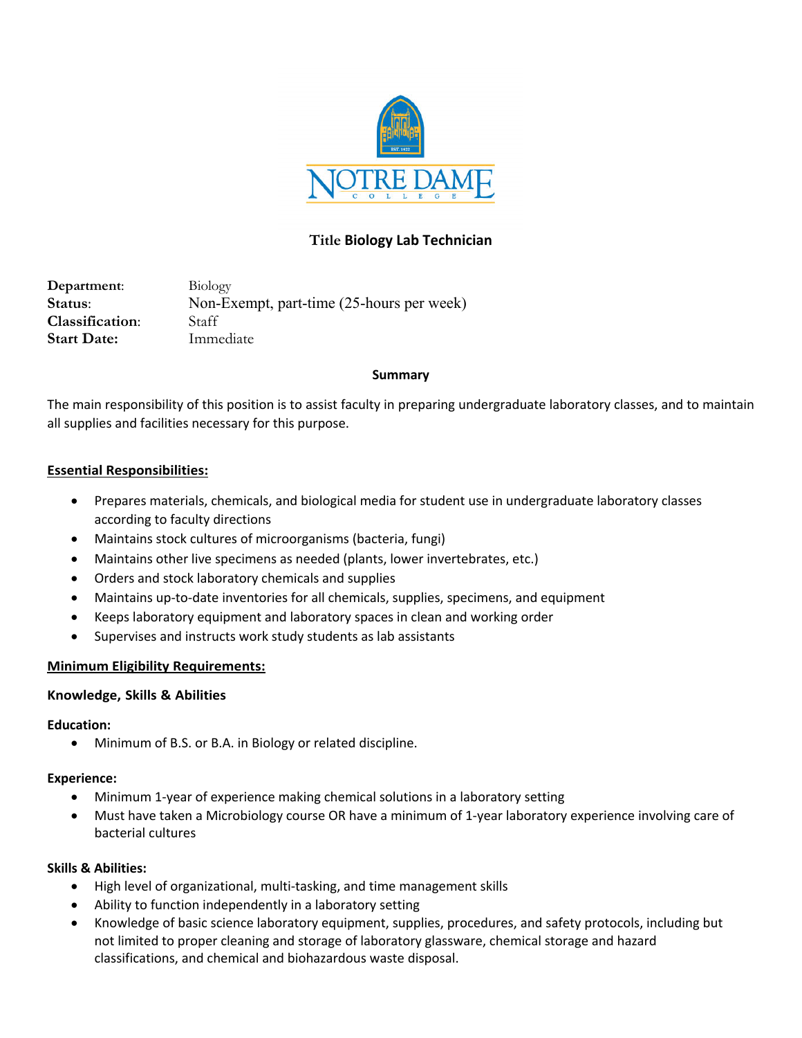NOTRE DAME COLLEGE

# Title Biology Lab Technician

**Department**: Biology
**Status**: Non-Exempt, part-time (25-hours per week)
**Classification**: Staff
**Start Date:** Immediate

**Summary**

The main responsibility of this position is to assist faculty in preparing undergraduate laboratory classes, and to maintain all supplies and facilities necessary for this purpose.

## Essential Responsibilities:

- Prepares materials, chemicals, and biological media for student use in undergraduate laboratory classes according to faculty directions
- Maintains stock cultures of microorganisms (bacteria, fungi)
- Maintains other live specimens as needed (plants, lower invertebrates, etc.)
- Orders and stock laboratory chemicals and supplies
- Maintains up-to-date inventories for all chemicals, supplies, specimens, and equipment
- Keeps laboratory equipment and laboratory spaces in clean and working order
- Supervises and instructs work study students as lab assistants

## Minimum Eligibility Requirements:

### Knowledge, Skills & Abilities

**Education:**

- Minimum of B.S. or B.A. in Biology or related discipline.

**Experience:**

- Minimum 1-year of experience making chemical solutions in a laboratory setting
- Must have taken a Microbiology course OR have a minimum of 1-year laboratory experience involving care of bacterial cultures

**Skills & Abilities:**

- High level of organizational, multi-tasking, and time management skills
- Ability to function independently in a laboratory setting
- Knowledge of basic science laboratory equipment, supplies, procedures, and safety protocols, including but not limited to proper cleaning and storage of laboratory glassware, chemical storage and hazard classifications, and chemical and biohazardous waste disposal.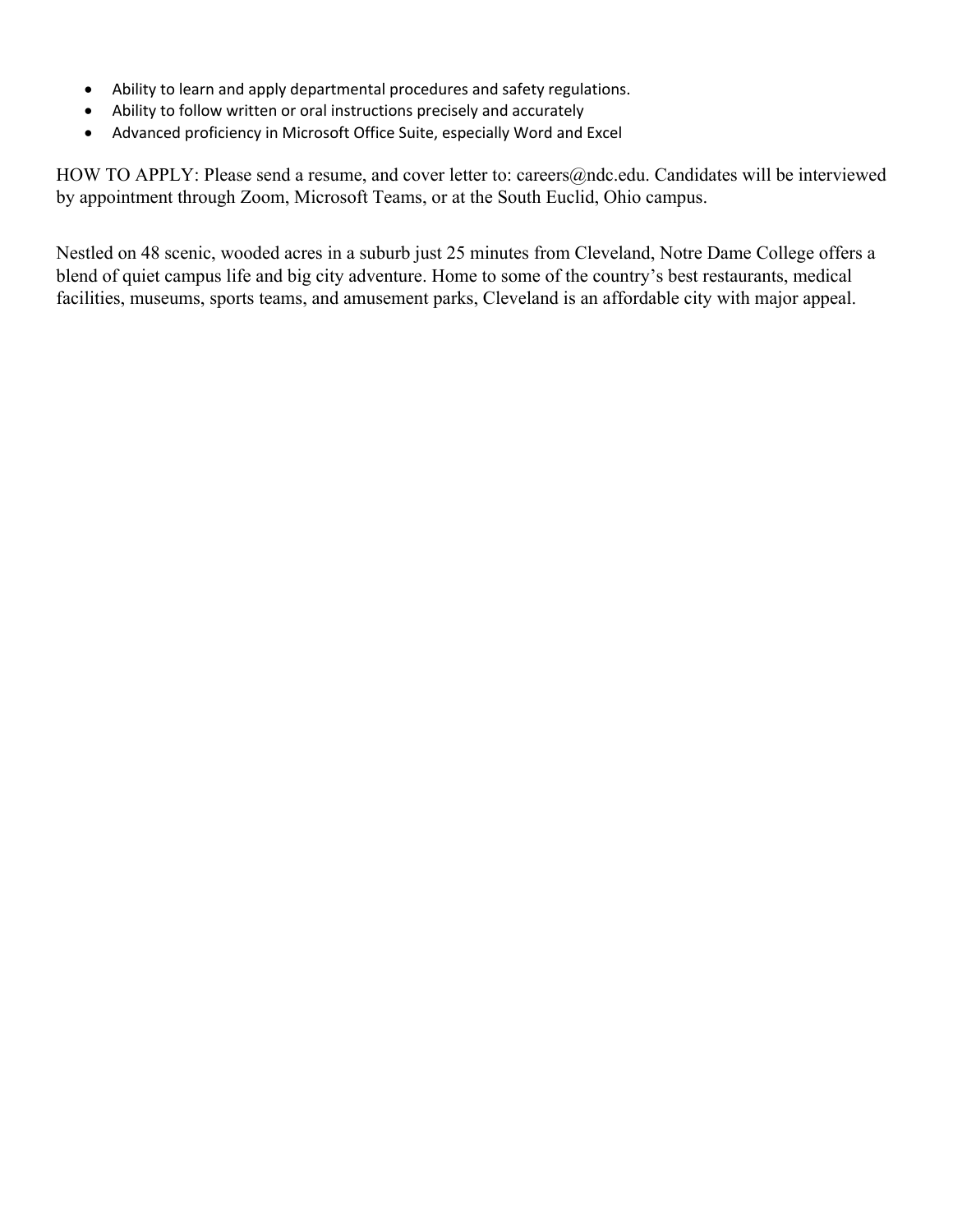- Ability to learn and apply departmental procedures and safety regulations.
- Ability to follow written or oral instructions precisely and accurately
- Advanced proficiency in Microsoft Office Suite, especially Word and Excel

HOW TO APPLY: Please send a resume, and cover letter to: careers@ndc.edu. Candidates will be interviewed by appointment through Zoom, Microsoft Teams, or at the South Euclid, Ohio campus.

Nestled on 48 scenic, wooded acres in a suburb just 25 minutes from Cleveland, Notre Dame College offers a blend of quiet campus life and big city adventure. Home to some of the country's best restaurants, medical facilities, museums, sports teams, and amusement parks, Cleveland is an affordable city with major appeal.